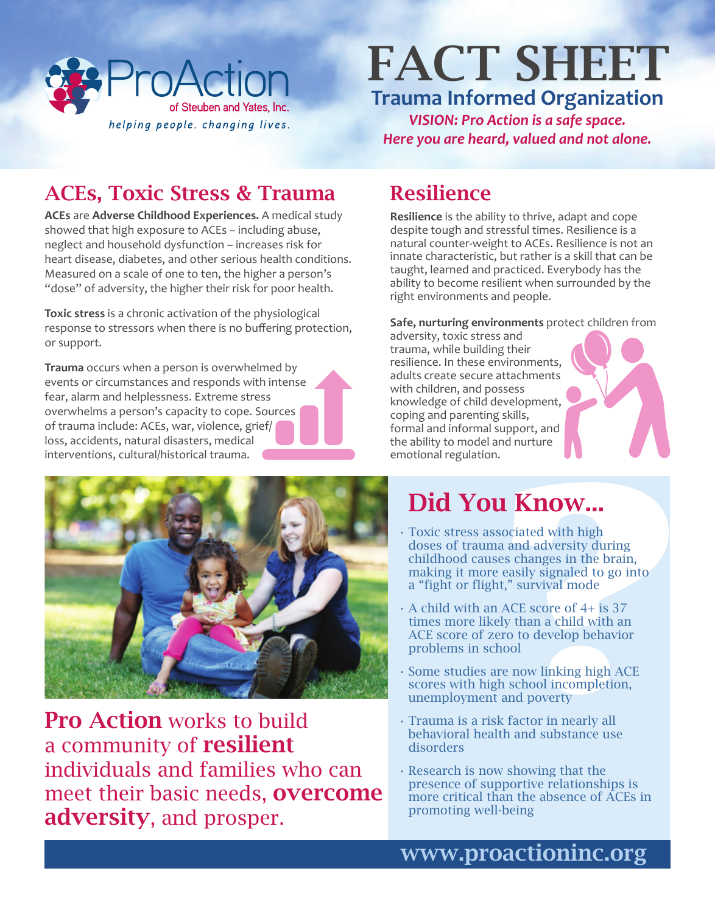ProAction of Steuben and Yates, Inc.

*helping people. changing lives.*

# FACT SHEET

## Trauma Informed Organization

***VISION: Pro Action is a safe space. Here you are heard, valued and not alone.***

## ACEs, Toxic Stress & Trauma

**ACEs** are **Adverse Childhood Experiences.** A medical study showed that high exposure to ACEs – including abuse, neglect and household dysfunction – increases risk for heart disease, diabetes, and other serious health conditions. Measured on a scale of one to ten, the higher a person's "dose" of adversity, the higher their risk for poor health.

**Toxic stress** is a chronic activation of the physiological response to stressors when there is no buffering protection, or support.

**Trauma** occurs when a person is overwhelmed by events or circumstances and responds with intense fear, alarm and helplessness. Extreme stress overwhelms a person's capacity to cope. Sources of trauma include: ACEs, war, violence, grief/loss, accidents, natural disasters, medical interventions, cultural/historical trauma.

## Resilience

**Resilience** is the ability to thrive, adapt and cope despite tough and stressful times. Resilience is a natural counter-weight to ACEs. Resilience is not an innate characteristic, but rather is a skill that can be taught, learned and practiced. Everybody has the ability to become resilient when surrounded by the right environments and people.

**Safe, nurturing environments** protect children from adversity, toxic stress and trauma, while building their resilience. In these environments, adults create secure attachments with children, and possess knowledge of child development, coping and parenting skills, formal and informal support, and the ability to model and nurture emotional regulation.

**Pro Action** works to build a community of **resilient** individuals and families who can meet their basic needs, **overcome adversity**, and prosper.

## Did You Know...

- Toxic stress associated with high doses of trauma and adversity during childhood causes changes in the brain, making it more easily signaled to go into a "fight or flight," survival mode
- A child with an ACE score of 4+ is 37 times more likely than a child with an ACE score of zero to develop behavior problems in school
- Some studies are now linking high ACE scores with high school incompletion, unemployment and poverty
- Trauma is a risk factor in nearly all behavioral health and substance use disorders
- Research is now showing that the presence of supportive relationships is more critical than the absence of ACEs in promoting well-being

**www.proactioninc.org**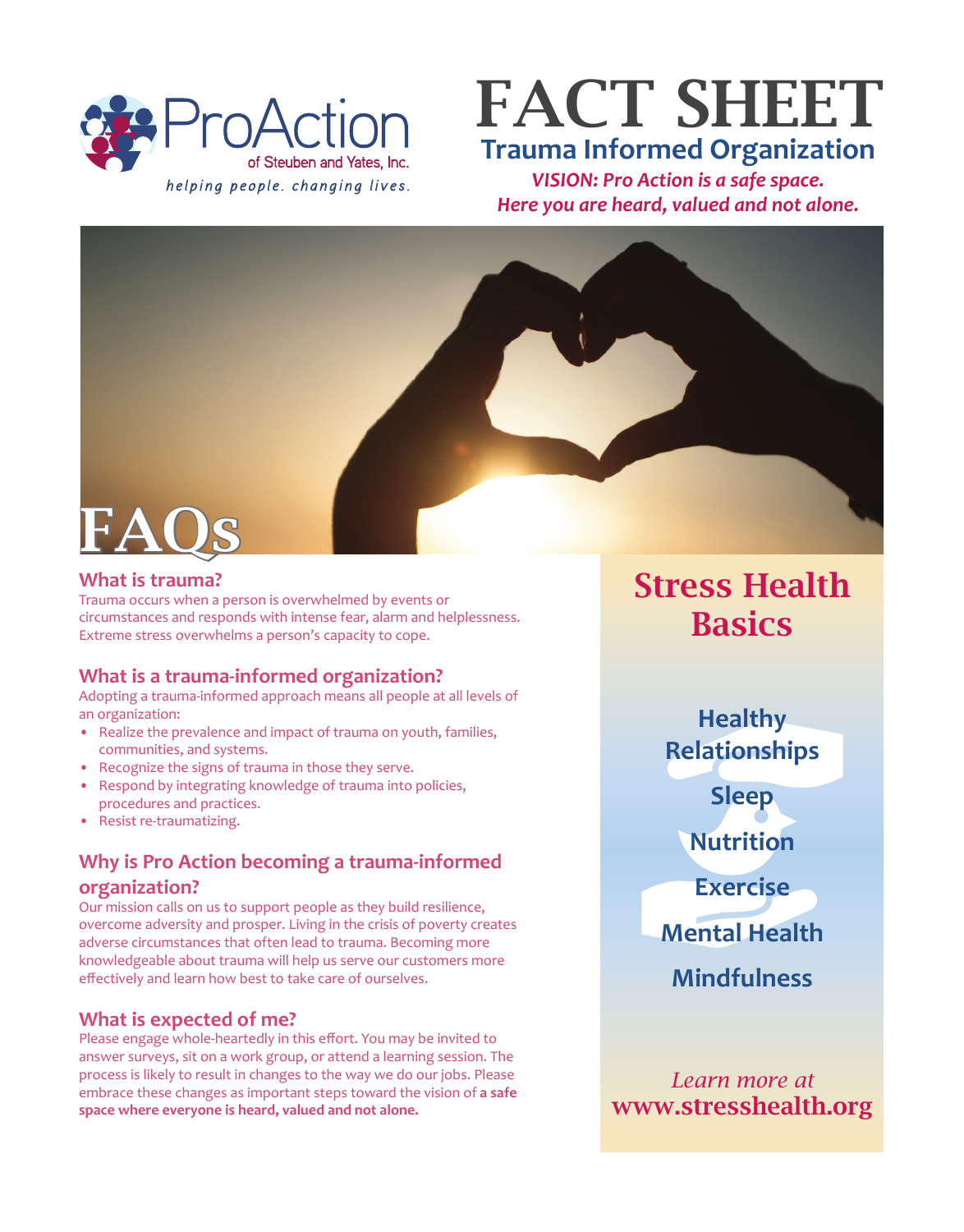ProAction of Steuben and Yates, Inc.

*helping people. changing lives.*

# FACT SHEET

## Trauma Informed Organization

***VISION: Pro Action is a safe space. Here you are heard, valued and not alone.***

# FAQs

### What is trauma?

Trauma occurs when a person is overwhelmed by events or circumstances and responds with intense fear, alarm and helplessness. Extreme stress overwhelms a person's capacity to cope.

### What is a trauma-informed organization?

Adopting a trauma-informed approach means all people at all levels of an organization:

- Realize the prevalence and impact of trauma on youth, families, communities, and systems.
- Recognize the signs of trauma in those they serve.
- Respond by integrating knowledge of trauma into policies, procedures and practices.
- Resist re-traumatizing.

### Why is Pro Action becoming a trauma-informed organization?

Our mission calls on us to support people as they build resilience, overcome adversity and prosper. Living in the crisis of poverty creates adverse circumstances that often lead to trauma. Becoming more knowledgeable about trauma will help us serve our customers more effectively and learn how best to take care of ourselves.

### What is expected of me?

Please engage whole-heartedly in this effort. You may be invited to answer surveys, sit on a work group, or attend a learning session. The process is likely to result in changes to the way we do our jobs. Please embrace these changes as important steps toward the vision of **a safe space where everyone is heard, valued and not alone.**

## Stress Health Basics

**Healthy Relationships**

**Sleep**

**Nutrition**

**Exercise**

**Mental Health**

**Mindfulness**

*Learn more at*
**www.stresshealth.org**